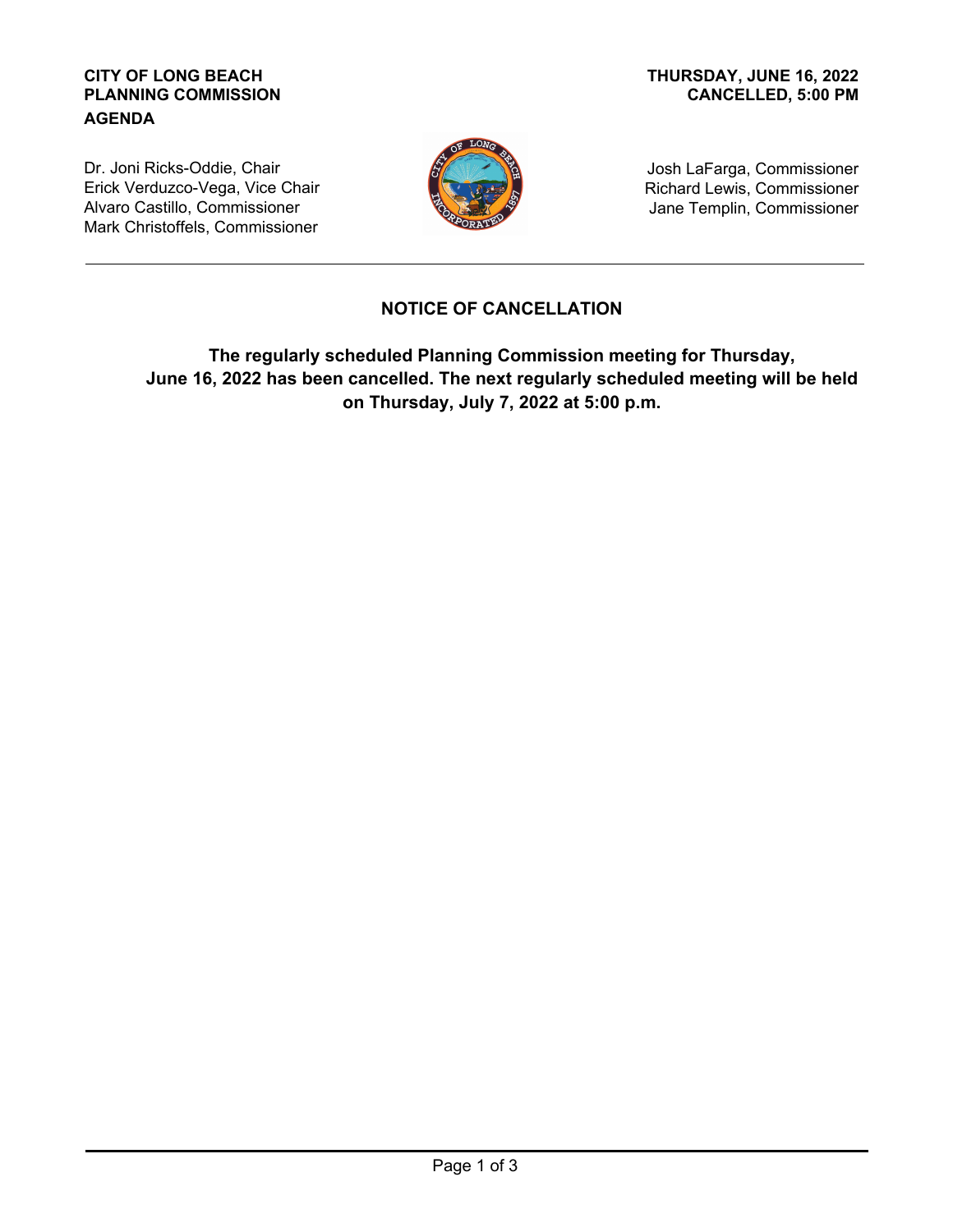**CITY OF LONG BEACH**
**PLANNING COMMISSION**
**AGENDA**

**THURSDAY, JUNE 16, 2022**
**CANCELLED, 5:00 PM**

Dr. Joni Ricks-Oddie, Chair
Erick Verduzco-Vega, Vice Chair
Alvaro Castillo, Commissioner
Mark Christoffels, Commissioner

Josh LaFarga, Commissioner
Richard Lewis, Commissioner
Jane Templin, Commissioner

---

## NOTICE OF CANCELLATION

**The regularly scheduled Planning Commission meeting for Thursday, June 16, 2022 has been cancelled. The next regularly scheduled meeting will be held on Thursday, July 7, 2022 at 5:00 p.m.**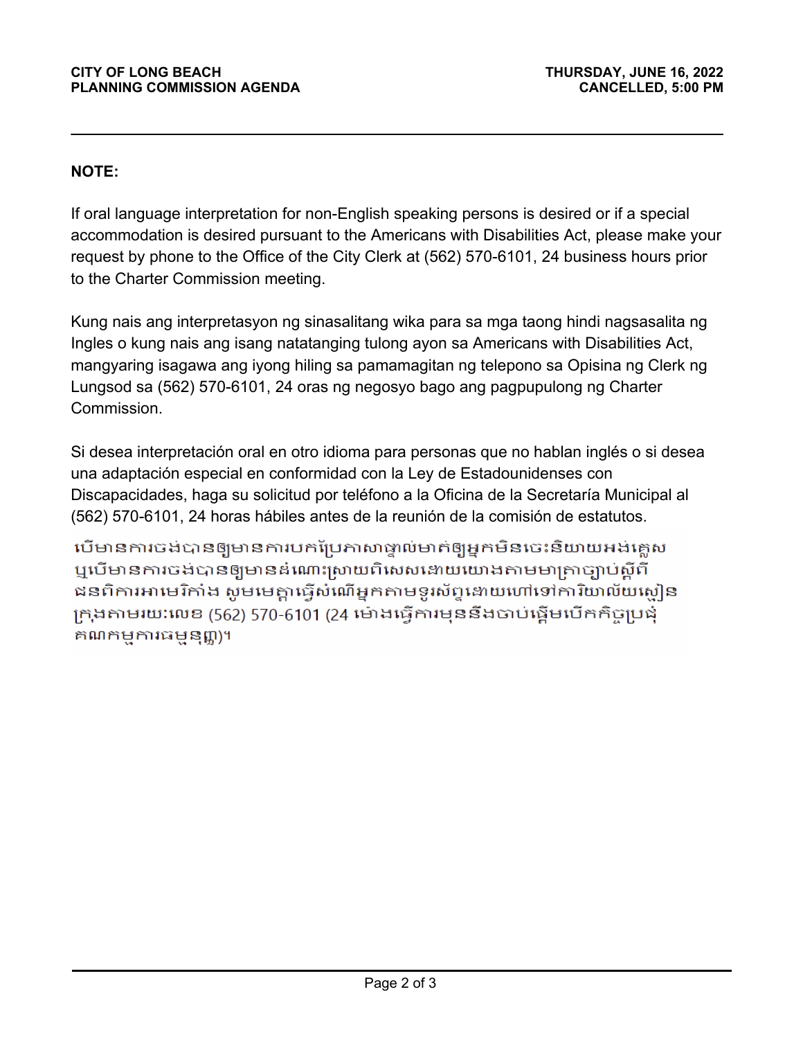**NOTE:**

If oral language interpretation for non-English speaking persons is desired or if a special accommodation is desired pursuant to the Americans with Disabilities Act, please make your request by phone to the Office of the City Clerk at (562) 570-6101, 24 business hours prior to the Charter Commission meeting.

Kung nais ang interpretasyon ng sinasalitang wika para sa mga taong hindi nagsasalita ng Ingles o kung nais ang isang natatanging tulong ayon sa Americans with Disabilities Act, mangyaring isagawa ang iyong hiling sa pamamagitan ng telepono sa Opisina ng Clerk ng Lungsod sa (562) 570-6101, 24 oras ng negosyo bago ang pagpupulong ng Charter Commission.

Si desea interpretación oral en otro idioma para personas que no hablan inglés o si desea una adaptación especial en conformidad con la Ley de Estadounidenses con Discapacidades, haga su solicitud por teléfono a la Oficina de la Secretaría Municipal al (562) 570-6101, 24 horas hábiles antes de la reunión de la comisión de estatutos.

បើមានការចង់បានឲ្យមានការបកប្រែភាសាផ្ទាល់មាត់ឲ្យអ្នកមិនចេះនិយាយអង់គ្លេស ឬបើមានការចង់បានឲ្យមានដំណោះស្រាយពិសេសដោយយោងតាមមាត្រាច្បាប់ស្តីពីជនពិការអាមេរិកាំង សូមមេត្តាធ្វើសំណើអ្នកតាមទូរស័ព្ទដោយហៅទៅការិយាល័យស្មៀនក្រុងតាមរយៈលេខ (562) 570-6101 (24 ម៉ោងធ្វើការមុននឹងចាប់ផ្តើមបើកកិច្ចប្រជុំគណកម្មការធម្មនុញ្ញ)។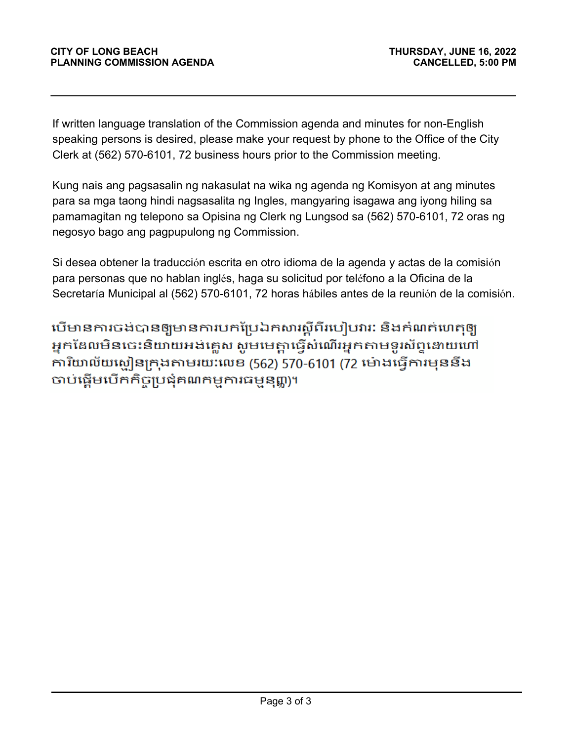If written language translation of the Commission agenda and minutes for non-English speaking persons is desired, please make your request by phone to the Office of the City Clerk at (562) 570-6101, 72 business hours prior to the Commission meeting.

Kung nais ang pagsasalin ng nakasulat na wika ng agenda ng Komisyon at ang minutes para sa mga taong hindi nagsasalita ng Ingles, mangyaring isagawa ang iyong hiling sa pamamagitan ng telepono sa Opisina ng Clerk ng Lungsod sa (562) 570-6101, 72 oras ng negosyo bago ang pagpupulong ng Commission.

Si desea obtener la traducción escrita en otro idioma de la agenda y actas de la comisión para personas que no hablan inglés, haga su solicitud por teléfono a la Oficina de la Secretaría Municipal al (562) 570-6101, 72 horas hábiles antes de la reunión de la comisión.

បើមានការចង់បានឲ្យមានការបកប្រែឯកសារស្តីពីរបៀបវារៈ និងកំណត់ហេតុឲ្យអ្នកដែលមិនចេះនិយាយអង់គ្លេស សូមមេត្តាធ្វើសំណើរអ្នកតាមទូរស័ព្ទដោយហៅការិយាល័យស្មៀនក្រុងតាមរយៈលេខ (562) 570-6101 (72 ម៉ោងធ្វើការមុននឹងចាប់ផ្តើមបើកកិច្ចប្រជុំគណកម្មការធម្មនុញ្ញ)។